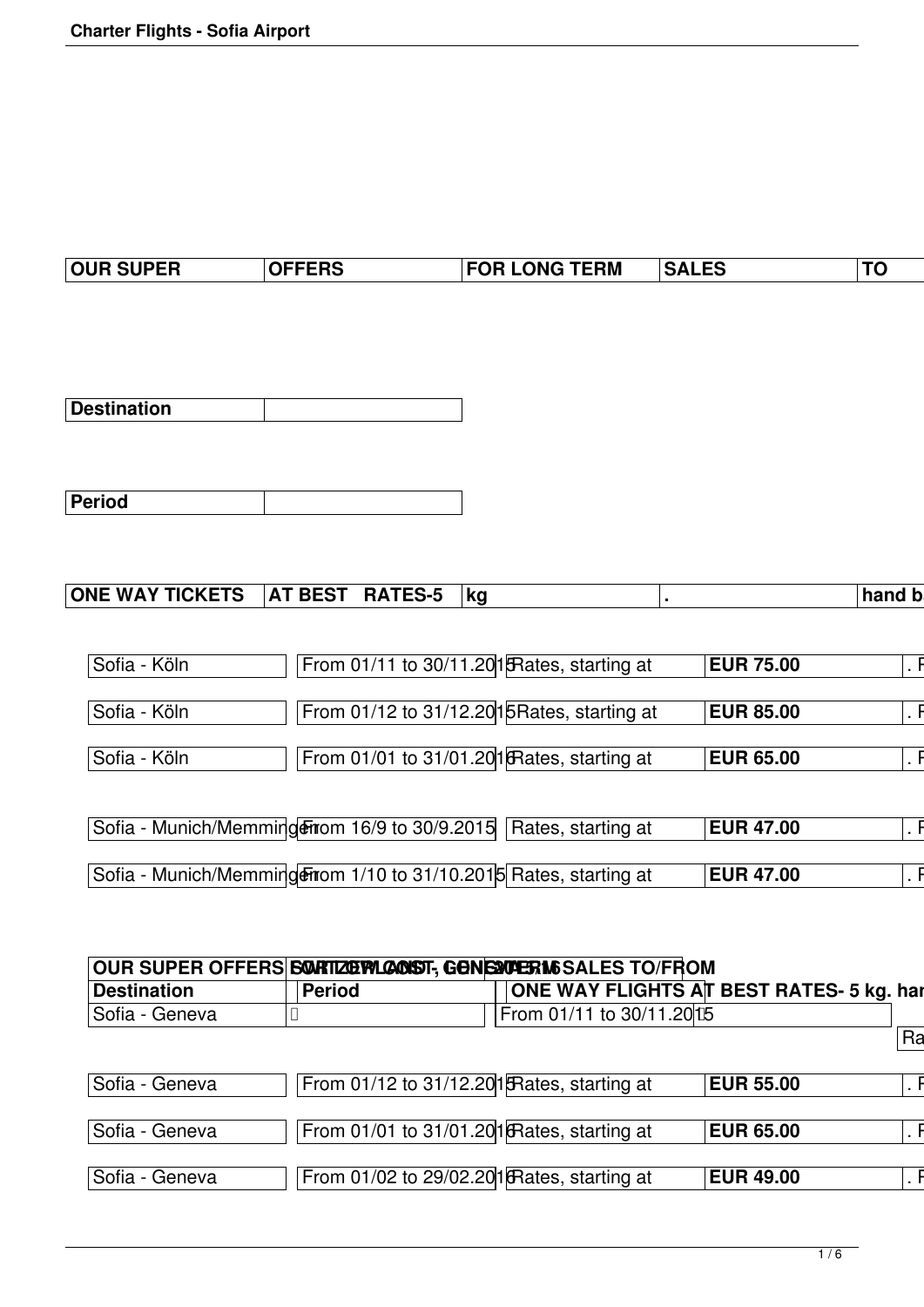| OUR SUPER | OFFERS | FOR LONG TERM | SALES | TO |
| --- | --- | --- | --- | --- |

| Destination | |
| --- | --- |

| Period | |
| --- | --- |

| ONE WAY TICKETS | AT BEST RATES-5 | kg | . | hand b |
| --- | --- | --- | --- | --- |
| Sofia - Köln | From 01/11 to 30/11.2015 | Rates, starting at | EUR 75.00 | . F |
| Sofia - Köln | From 01/12 to 31/12.2015 | Rates, starting at | EUR 85.00 | . F |
| Sofia - Köln | From 01/01 to 31/01.2016 | Rates, starting at | EUR 65.00 | . F |
| Sofia - Munich/Memmingen | From 16/9 to 30/9.2015 | Rates, starting at | EUR 47.00 | . F |
| Sofia - Munich/Memmingen | From 1/10 to 31/10.2015 | Rates, starting at | EUR 47.00 | . F |

| OUR SUPER OFFERS | SWITZERLAND - GENEVA FOR LONG TERM 2016 SALES TO/FROM | | | |
| --- | --- | --- | --- | --- |
| Destination | Period | ONE WAY FLIGHTS AT BEST RATES- 5 kg. han | | |
| Sofia - Geneva | | From 01/11 to 30/11.2015 | | Ra |
| Sofia - Geneva | From 01/12 to 31/12.2015 | Rates, starting at | EUR 55.00 | . F |
| Sofia - Geneva | From 01/01 to 31/01.2016 | Rates, starting at | EUR 65.00 | . F |
| Sofia - Geneva | From 01/02 to 29/02.2016 | Rates, starting at | EUR 49.00 | . F |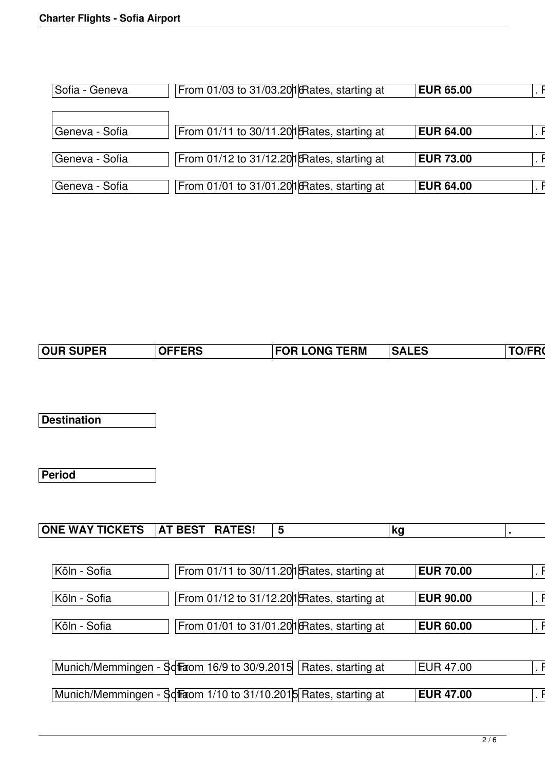| | | | | |
|---|---|---|---|---|
| Sofia - Geneva | From 01/03 to 31/03.2016 | Rates, starting at | **EUR 65.00** | . F |
| | | | | |
| Geneva - Sofia | From 01/11 to 30/11.2015 | Rates, starting at | **EUR 64.00** | . F |
| Geneva - Sofia | From 01/12 to 31/12.2015 | Rates, starting at | **EUR 73.00** | . F |
| Geneva - Sofia | From 01/01 to 31/01.2016 | Rates, starting at | **EUR 64.00** | . F |

| **OUR SUPER** | **OFFERS** | **FOR LONG TERM** | **SALES** | **TO/FRO** |
|---|---|---|---|---|

| **Destination** |
|---|

| **Period** |
|---|

| **ONE WAY TICKETS** | **AT BEST RATES!** | **5** | **kg** | **.** |
|---|---|---|---|---|

| | | | | |
|---|---|---|---|---|
| Köln - Sofia | From 01/11 to 30/11.2015 | Rates, starting at | **EUR 70.00** | . F |
| Köln - Sofia | From 01/12 to 31/12.2015 | Rates, starting at | **EUR 90.00** | . F |
| Köln - Sofia | From 01/01 to 31/01.2016 | Rates, starting at | **EUR 60.00** | . F |
| Munich/Memmingen - Sofia | From 16/9 to 30/9.2015 | Rates, starting at | EUR 47.00 | . F |
| Munich/Memmingen - Sofia | From 1/10 to 31/10.2015 | Rates, starting at | **EUR 47.00** | . F |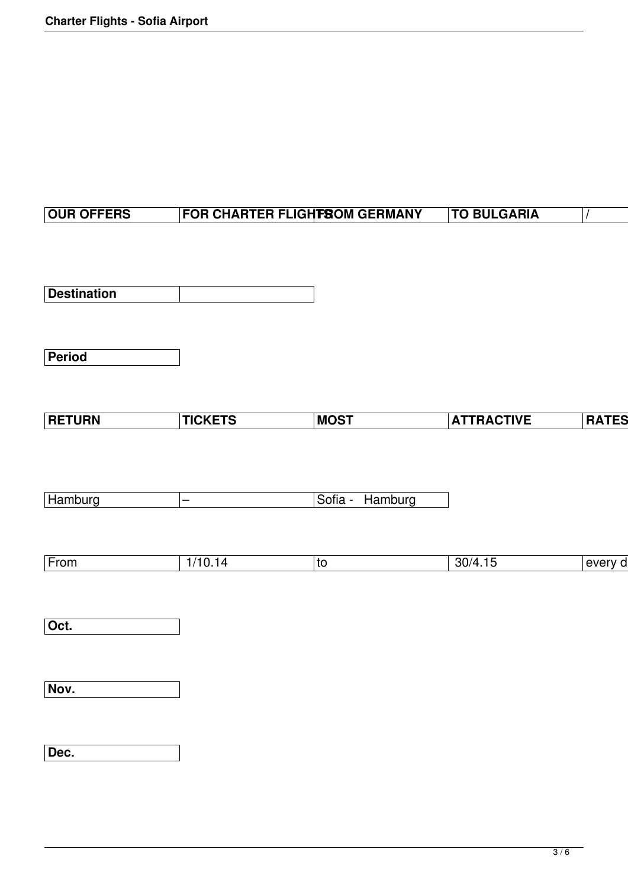| OUR OFFERS | FOR CHARTER FLIGHTS | FROM GERMANY | TO BULGARIA | / |
|---|---|---|---|---|

| Destination | |
|---|---|

| Period |
|---|

| RETURN | TICKETS | MOST | ATTRACTIVE | RATES |
|---|---|---|---|---|

| Hamburg | – | Sofia - Hamburg |
|---|---|---|

| From | 1/10.14 | to | 30/4.15 | every d |
|---|---|---|---|---|

| Oct. |
|---|

| Nov. |
|---|

| Dec. |
|---|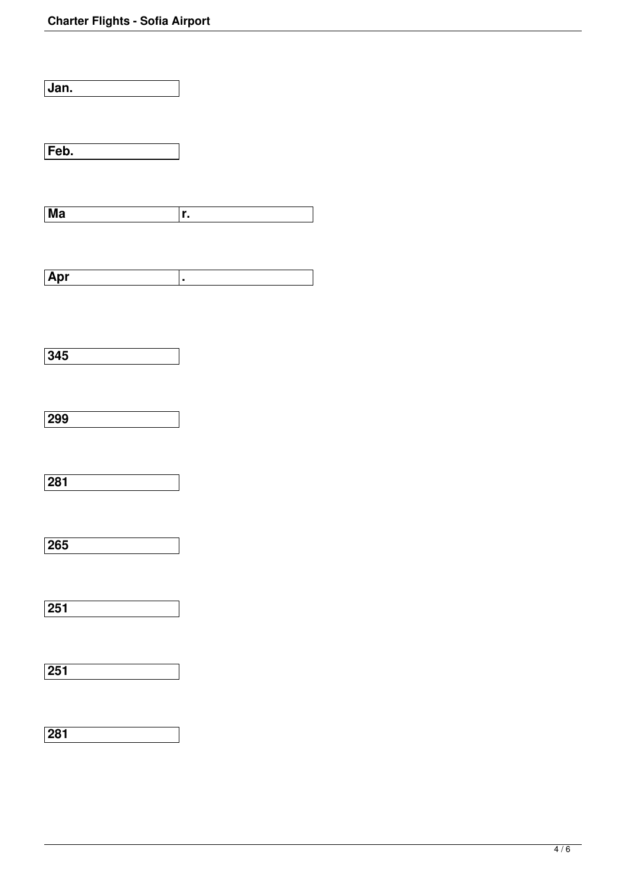| Jan. |
|---|

| Feb. |
|---|

| Ma | r. |
|---|---|

| Apr | . |
|---|---|

| 345 |
|---|

| 299 |
|---|

| 281 |
|---|

| 265 |
|---|

| 251 |
|---|

| 251 |
|---|

| 281 |
|---|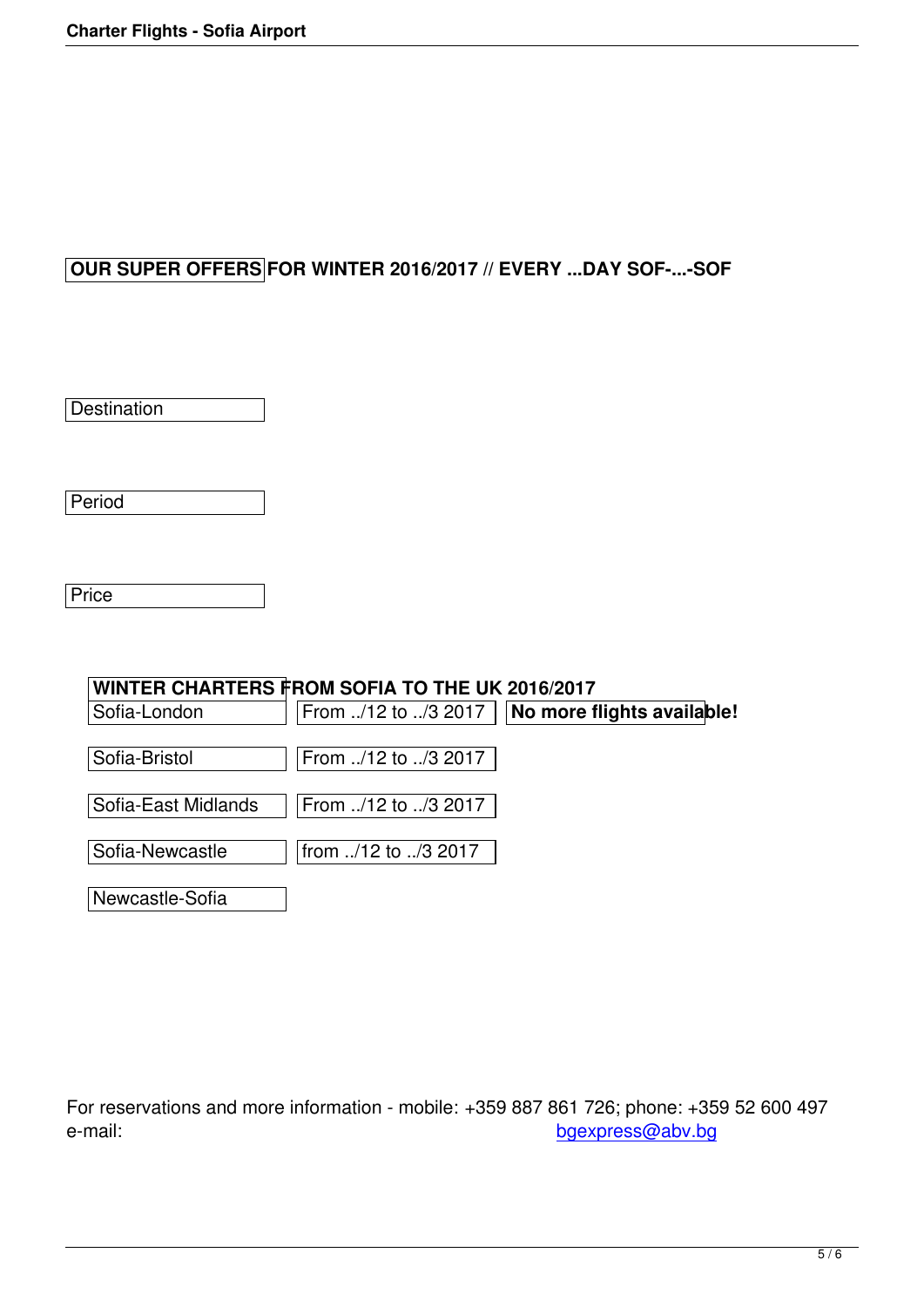**OUR SUPER OFFERS FOR WINTER 2016/2017 // EVERY ...DAY SOF-...-SOF**

Destination

Period

Price

**WINTER CHARTERS FROM SOFIA TO THE UK 2016/2017**

| | | |
|---|---|---|
| Sofia-London | From ../12 to ../3 2017 | **No more flights available!** |
| Sofia-Bristol | From ../12 to ../3 2017 | |
| Sofia-East Midlands | From ../12 to ../3 2017 | |
| Sofia-Newcastle | from ../12 to ../3 2017 | |
| Newcastle-Sofia | | |

For reservations and more information - mobile: +359 887 861 726; phone: +359 52 600 497
e-mail: bgexpress@abv.bg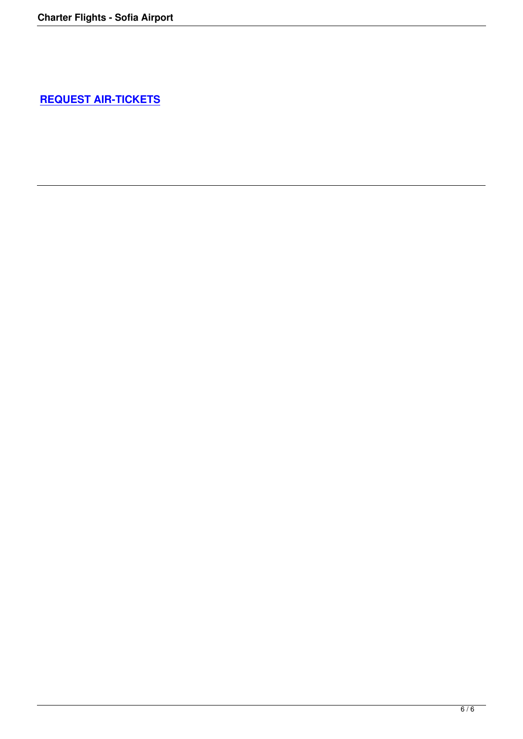**REQUEST AIR-TICKETS**